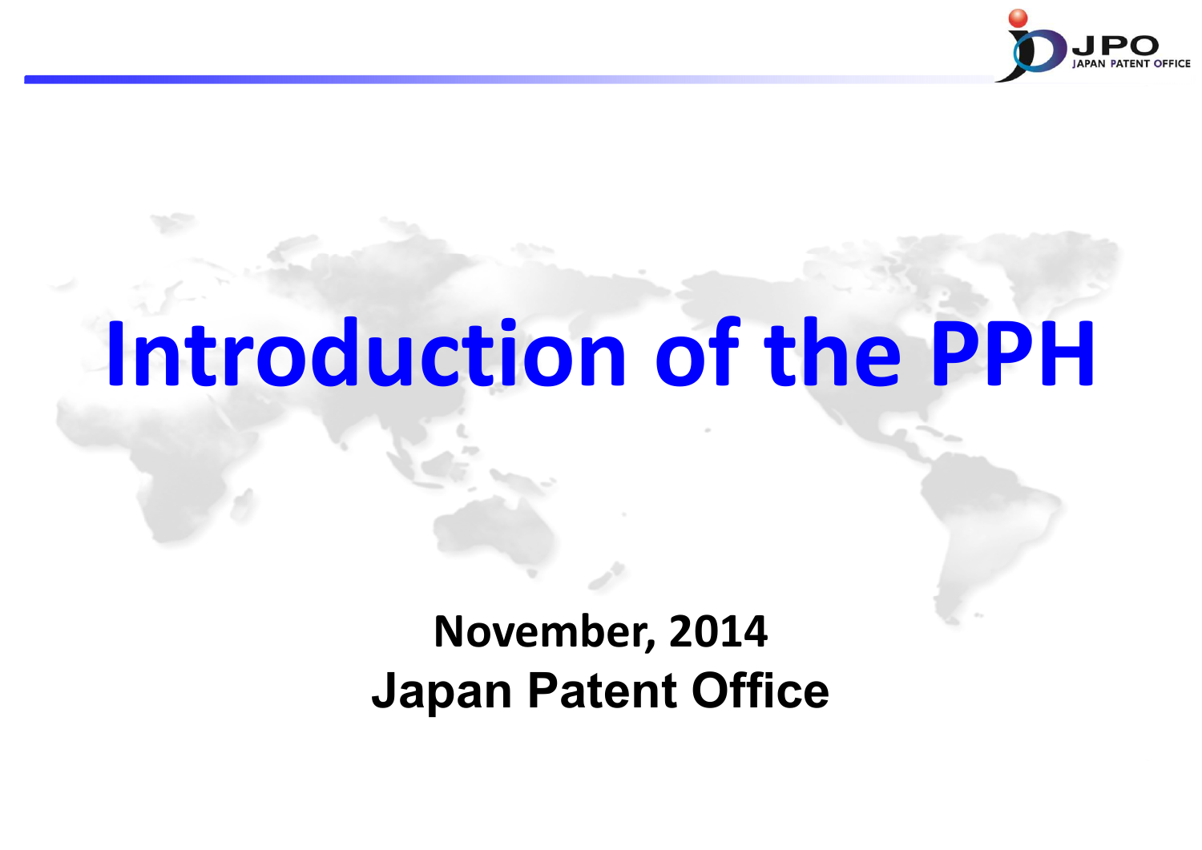# Introduction of the PPH

**November, 2014**

**Japan Patent Office**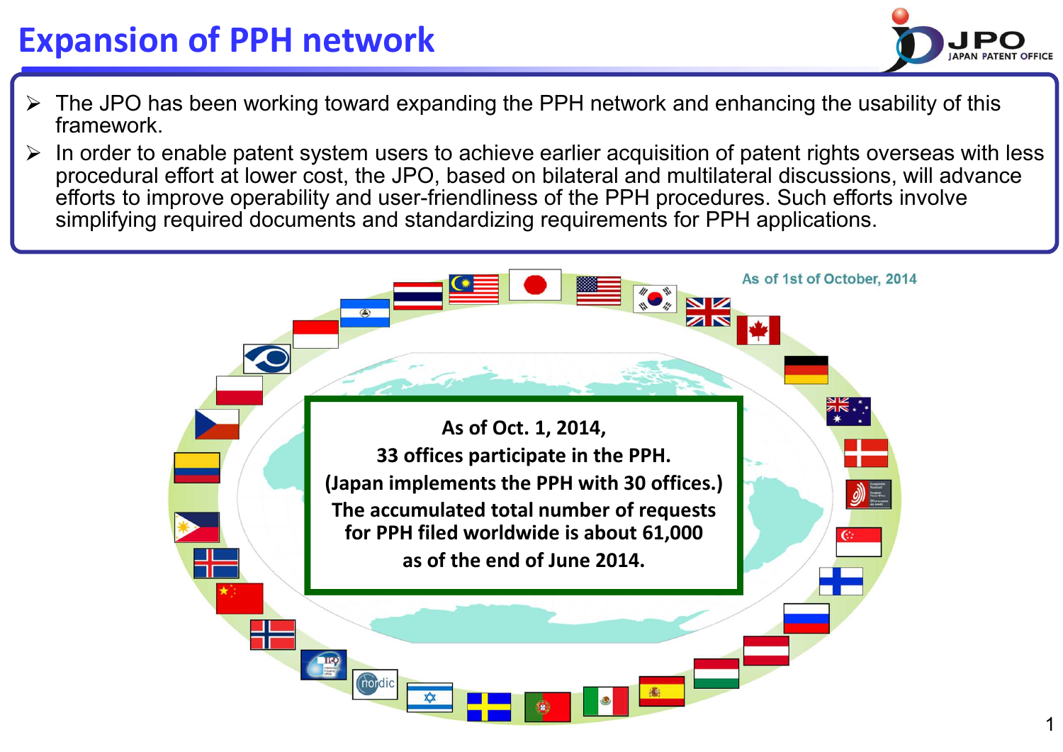# Expansion of PPH network

- The JPO has been working toward expanding the PPH network and enhancing the usability of this framework.
- In order to enable patent system users to achieve earlier acquisition of patent rights overseas with less procedural effort at lower cost, the JPO, based on bilateral and multilateral discussions, will advance efforts to improve operability and user-friendliness of the PPH procedures. Such efforts involve simplifying required documents and standardizing requirements for PPH applications.

As of 1st of October, 2014

**As of Oct. 1, 2014,**
**33 offices participate in the PPH.**
**(Japan implements the PPH with 30 offices.)**
**The accumulated total number of requests for PPH filed worldwide is about 61,000 as of the end of June 2014.**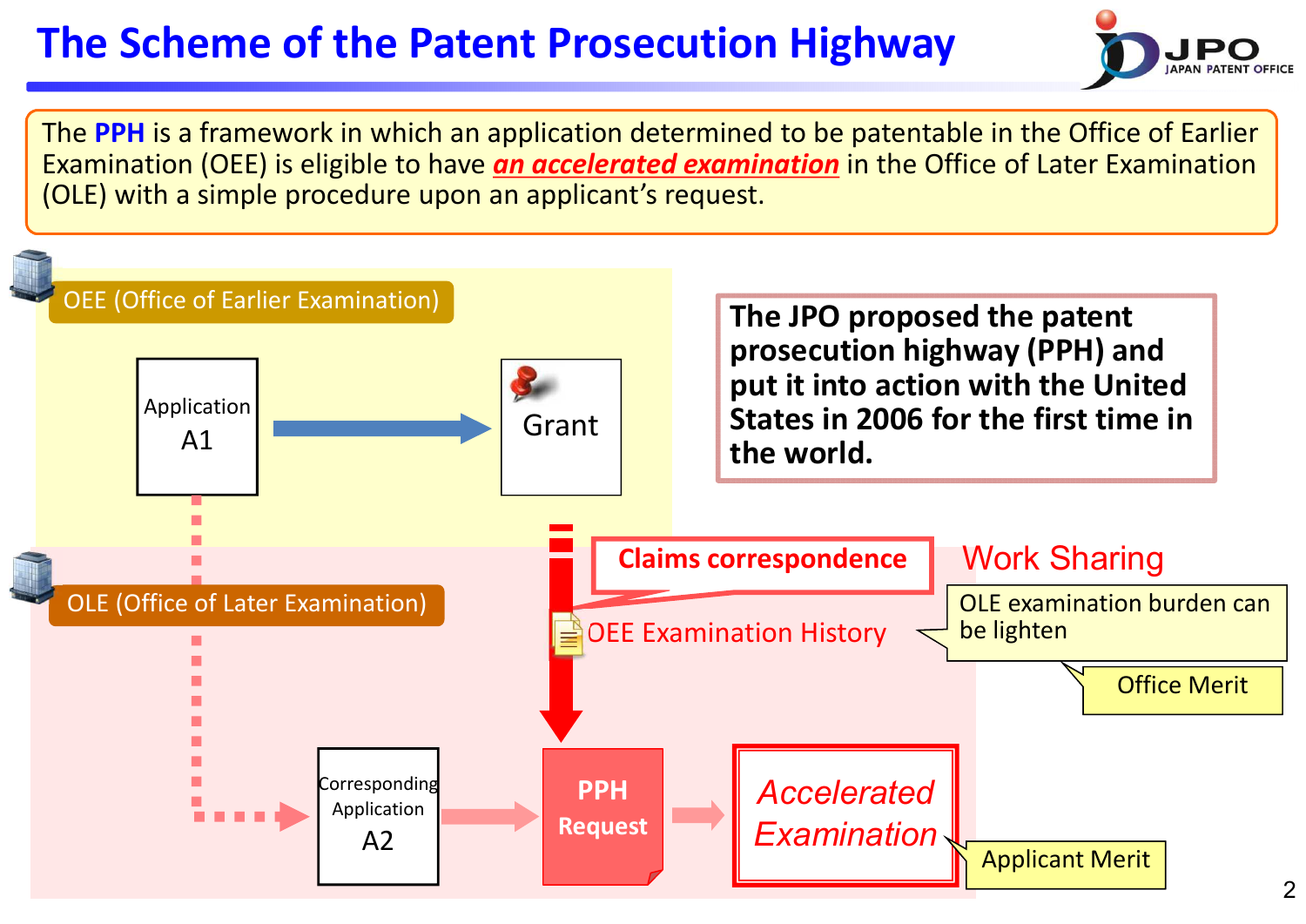# The Scheme of the Patent Prosecution Highway

The **PPH** is a framework in which an application determined to be patentable in the Office of Earlier Examination (OEE) is eligible to have ***an accelerated examination*** in the Office of Later Examination (OLE) with a simple procedure upon an applicant's request.

OEE (Office of Earlier Examination)

Application A1 → Grant

**The JPO proposed the patent prosecution highway (PPH) and put it into action with the United States in 2006 for the first time in the world.**

OLE (Office of Later Examination)

**Claims correspondence**

OEE Examination History

Work Sharing

OLE examination burden can be lighten

Office Merit

Corresponding Application A2 → **PPH Request** → *Accelerated Examination*

Applicant Merit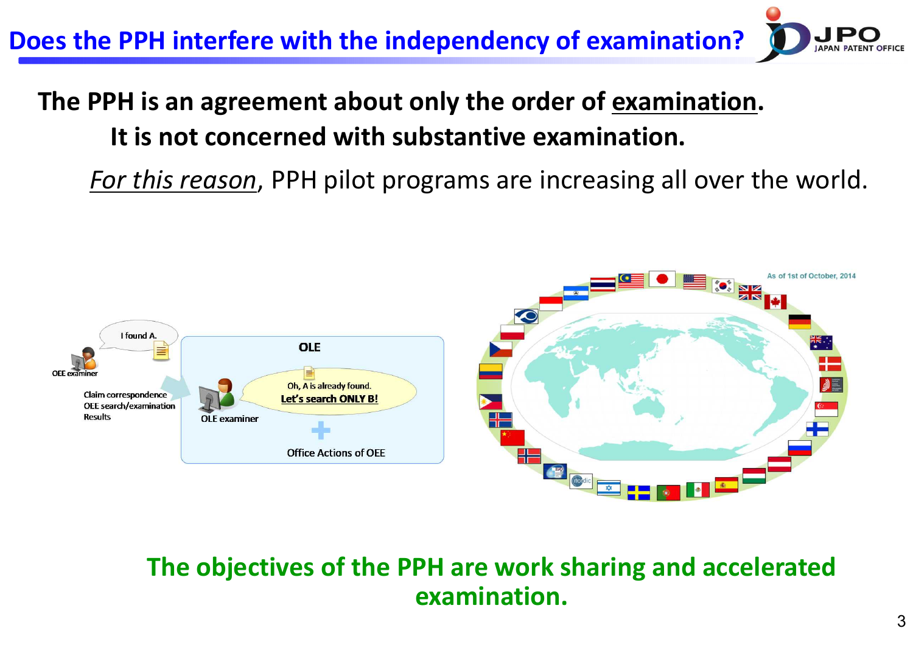# Does the PPH interfere with the independency of examination?

**The PPH is an agreement about only the order of examination.**

**It is not concerned with substantive examination.**

*For this reason*, PPH pilot programs are increasing all over the world.

I found A.

OEE examiner

Claim correspondence
OEE search/examination
Results

OLE

OLE examiner

Oh, A is already found.
Let's search ONLY B!

Office Actions of OEE

As of 1st of October, 2014

**The objectives of the PPH are work sharing and accelerated examination.**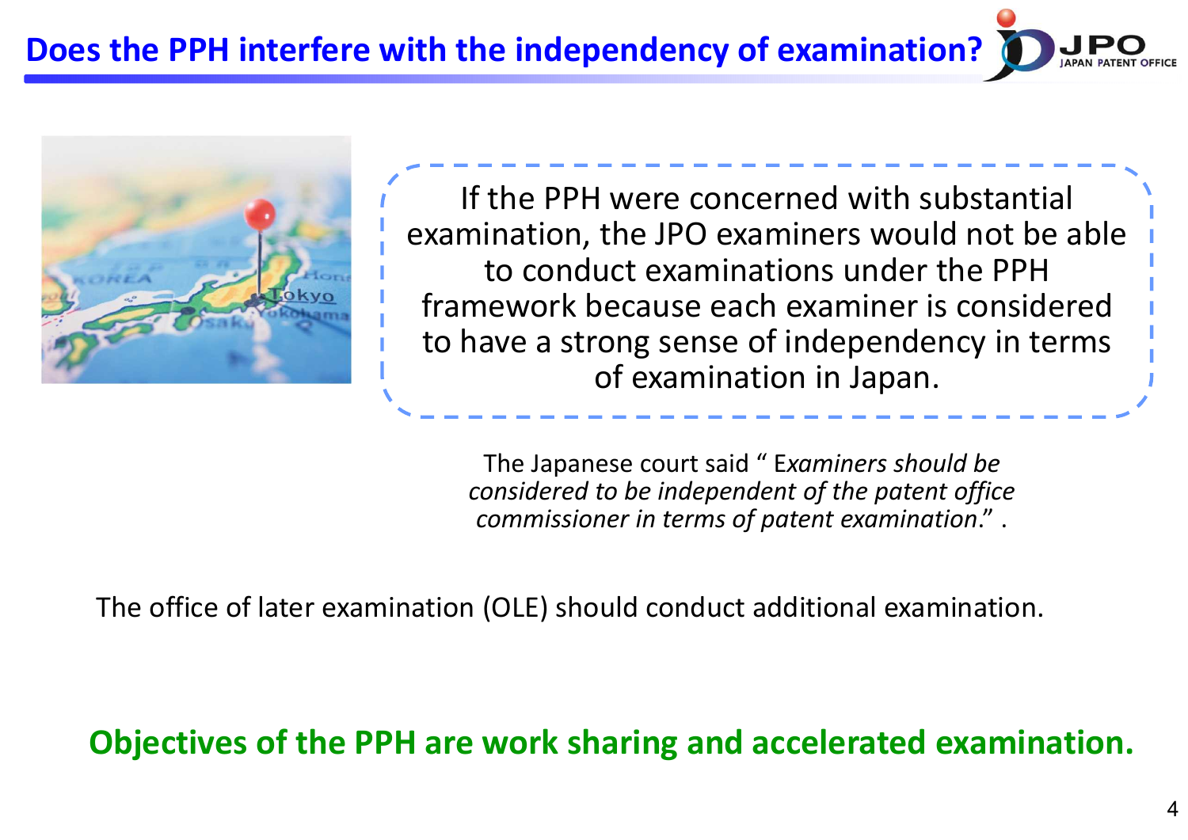# Does the PPH interfere with the independency of examination?

If the PPH were concerned with substantial examination, the JPO examiners would not be able to conduct examinations under the PPH framework because each examiner is considered to have a strong sense of independency in terms of examination in Japan.

The Japanese court said “ *Examiners should be considered to be independent of the patent office commissioner in terms of patent examination.*” .

The office of later examination (OLE) should conduct additional examination.

**Objectives of the PPH are work sharing and accelerated examination.**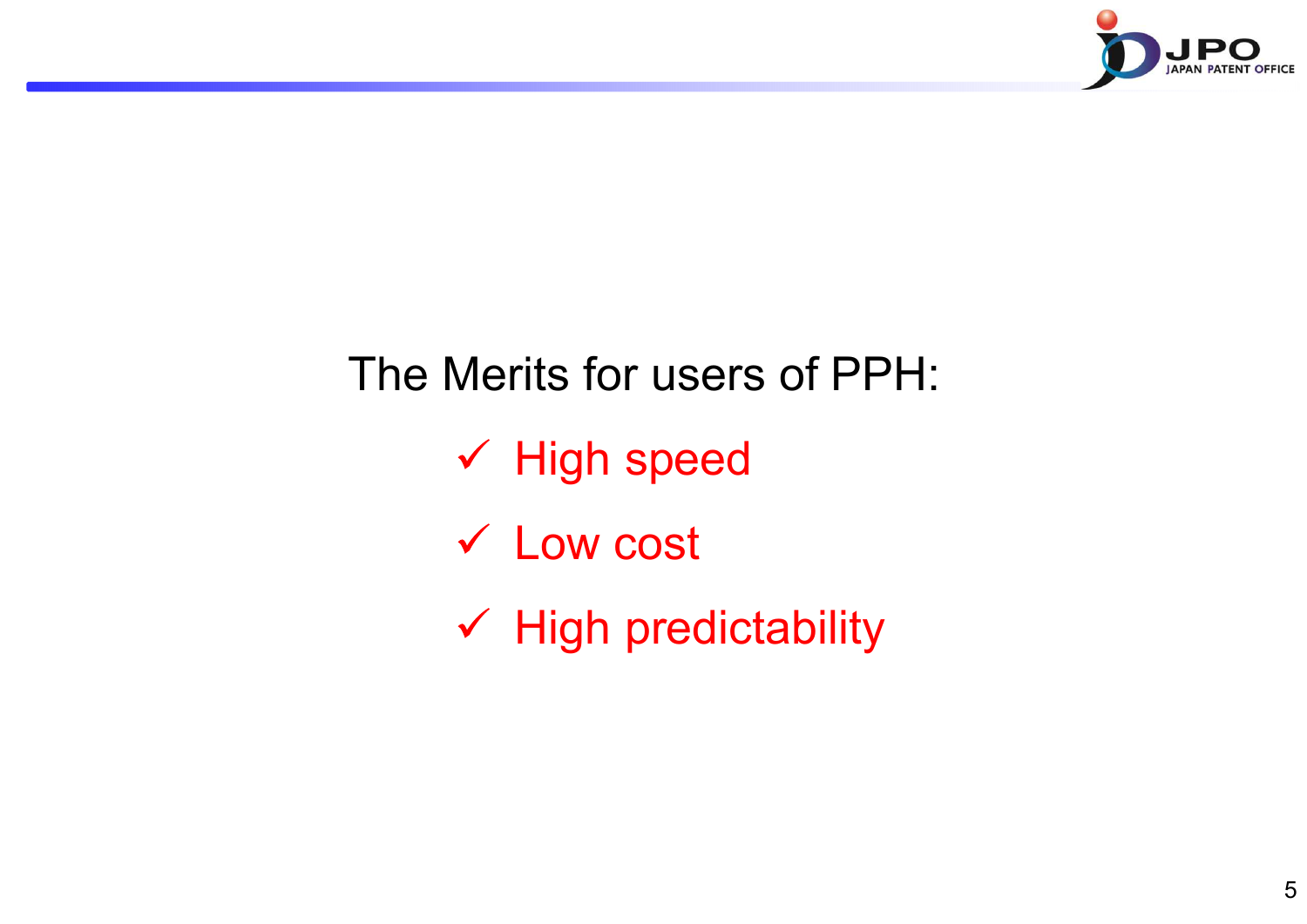The Merits for users of PPH:

- ✓ High speed
- ✓ Low cost
- ✓ High predictability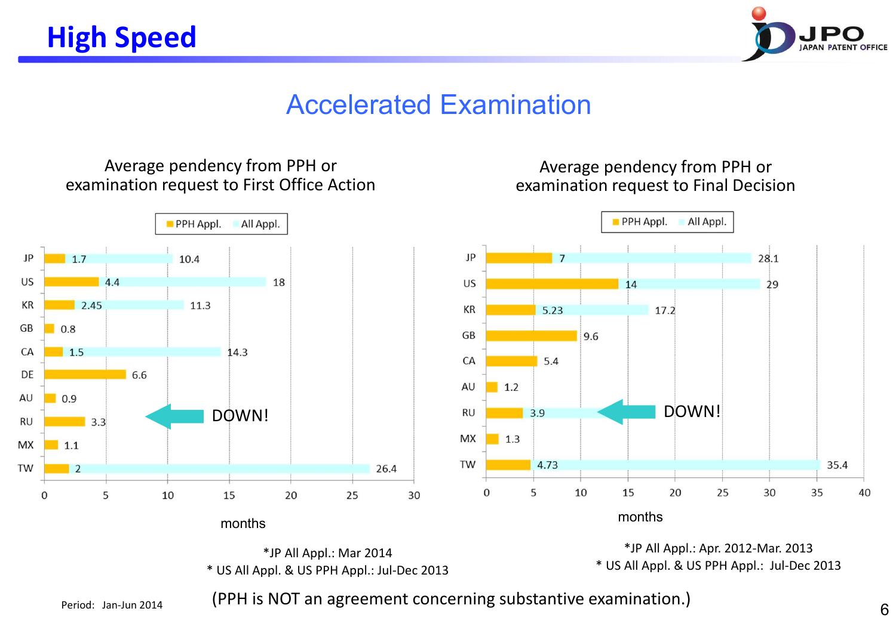# High Speed

## Accelerated Examination

### Average pendency from PPH or examination request to First Office Action

| | PPH Appl. | All Appl. |
|---|---|---|
| JP | 1.7 | 10.4 |
| US | 4.4 | 18 |
| KR | 2.45 | 11.3 |
| GB | 0.8 | |
| CA | 1.5 | 14.3 |
| DE | 6.6 | |
| AU | 0.9 | |
| RU | 3.3 | |
| MX | 1.1 | |
| TW | 2 | 26.4 |

(months)

DOWN!

*JP All Appl.: Mar 2014
* US All Appl. & US PPH Appl.: Jul-Dec 2013

### Average pendency from PPH or examination request to Final Decision

| | PPH Appl. | All Appl. |
|---|---|---|
| JP | 7 | 28.1 |
| US | 14 | 29 |
| KR | 5.23 | 17.2 |
| GB | 9.6 | |
| CA | 5.4 | |
| AU | 1.2 | |
| RU | 3.9 | |
| MX | 1.3 | |
| TW | 4.73 | 35.4 |

(months)

DOWN!

*JP All Appl.: Apr. 2012-Mar. 2013
* US All Appl. & US PPH Appl.: Jul-Dec 2013

Period: Jan-Jun 2014

(PPH is NOT an agreement concerning substantive examination.)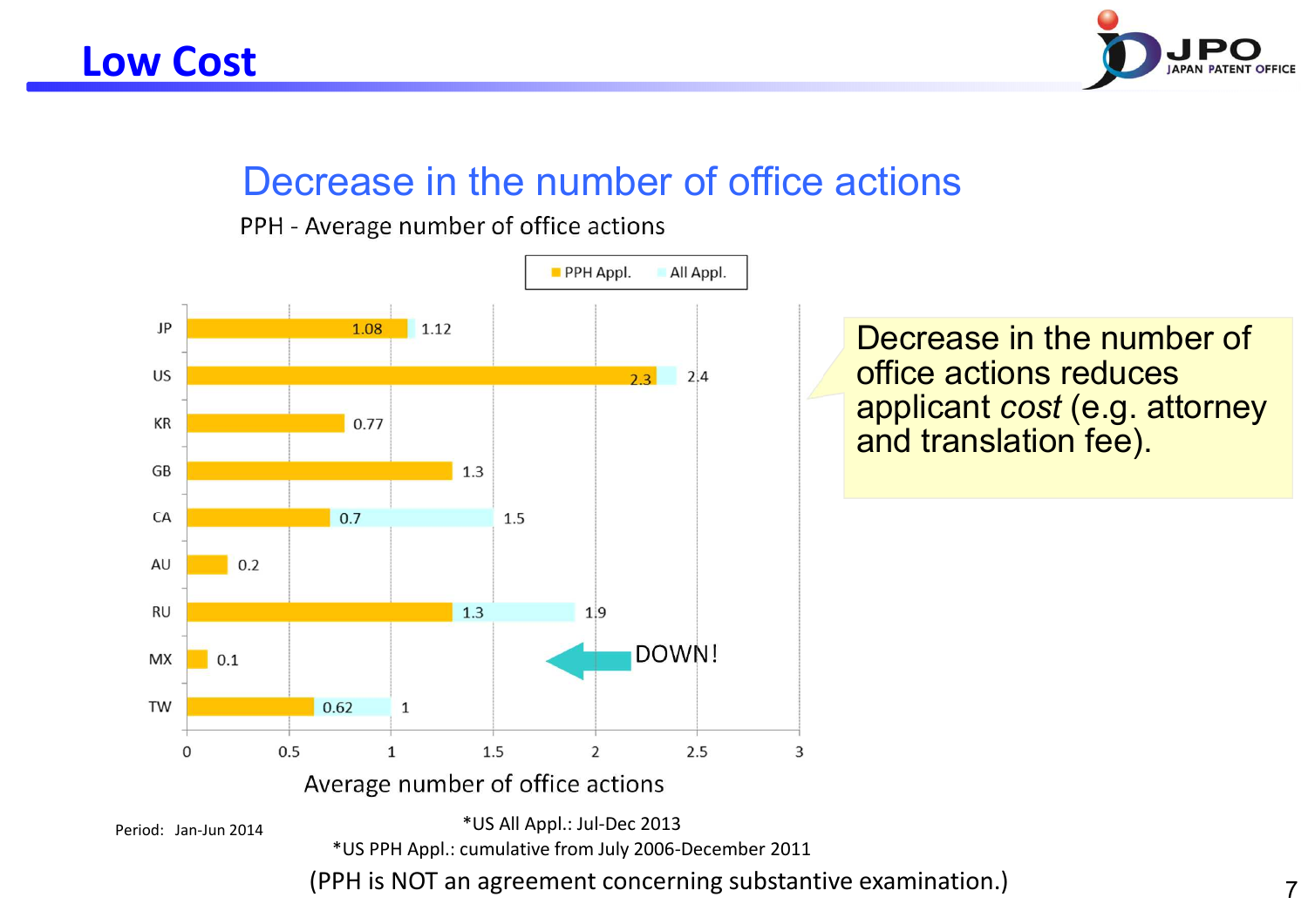# Low Cost

## Decrease in the number of office actions

PPH - Average number of office actions

| | PPH Appl. | All Appl. |
|---|---|---|
| JP | 1.08 | 1.12 |
| US | 2.3 | 2.4 |
| KR | 0.77 | |
| GB | 1.3 | |
| CA | 0.7 | 1.5 |
| AU | 0.2 | |
| RU | 1.3 | 1.9 |
| MX | 0.1 | |
| TW | 0.62 | 1 |

DOWN!

Average number of office actions

Decrease in the number of office actions reduces applicant *cost* (e.g. attorney and translation fee).

Period: Jan-Jun 2014

*US All Appl.: Jul-Dec 2013

*US PPH Appl.: cumulative from July 2006-December 2011

(PPH is NOT an agreement concerning substantive examination.)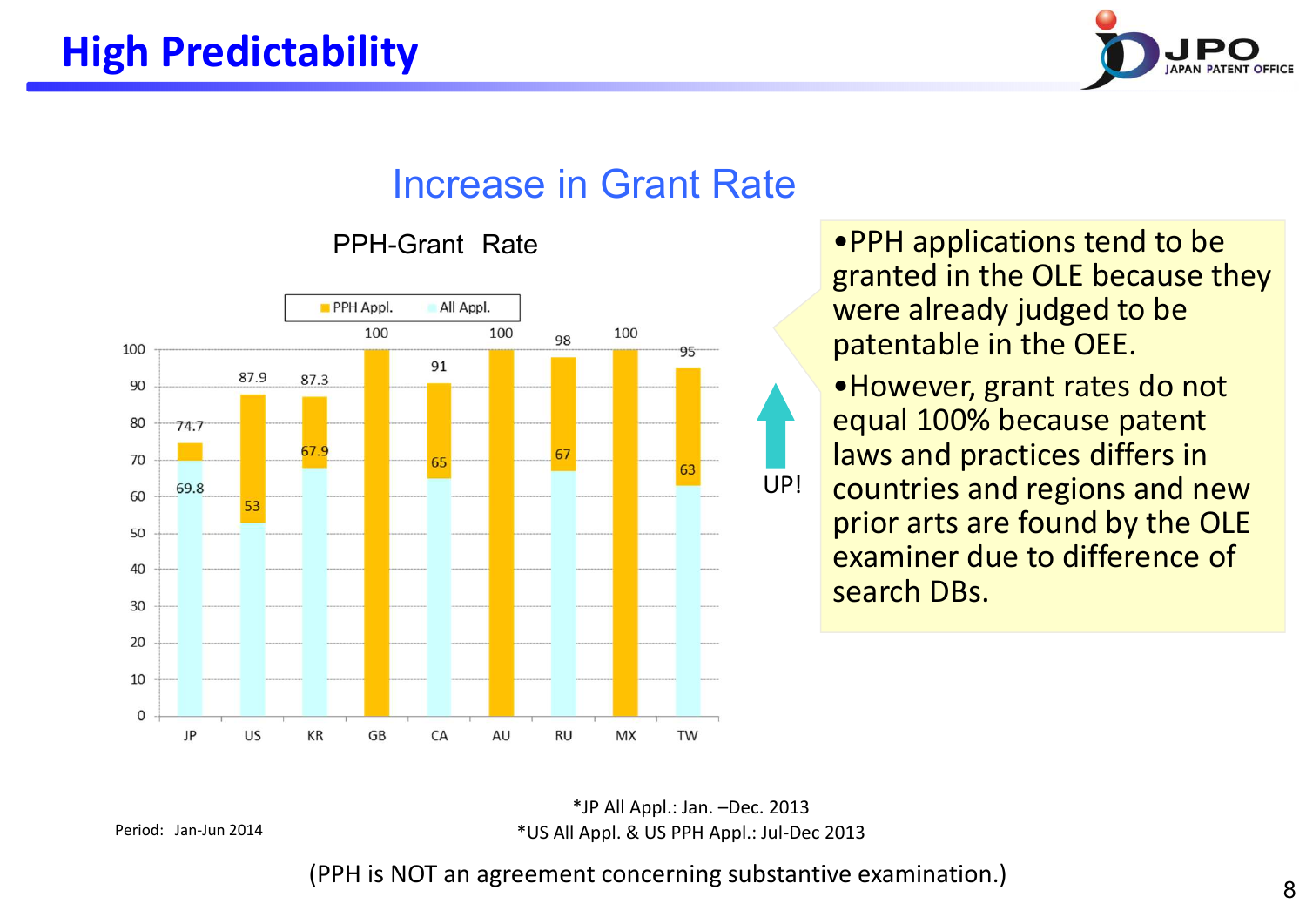# High Predictability

## Increase in Grant Rate

### PPH-Grant Rate

| | JP | US | KR | GB | CA | AU | RU | MX | TW |
|---|---|---|---|---|---|---|---|---|---|
| PPH Appl. | 74.7 | 87.9 | 87.3 | 100 | 91 | 100 | 98 | 100 | 95 |
| All Appl. | 69.8 | 53 | 67.9 | | 65 | | 67 | | 63 |

UP!

- PPH applications tend to be granted in the OLE because they were already judged to be patentable in the OEE.
- However, grant rates do not equal 100% because patent laws and practices differs in countries and regions and new prior arts are found by the OLE examiner due to difference of search DBs.

Period: Jan-Jun 2014

*JP All Appl.: Jan. –Dec. 2013
*US All Appl. & US PPH Appl.: Jul-Dec 2013

(PPH is NOT an agreement concerning substantive examination.)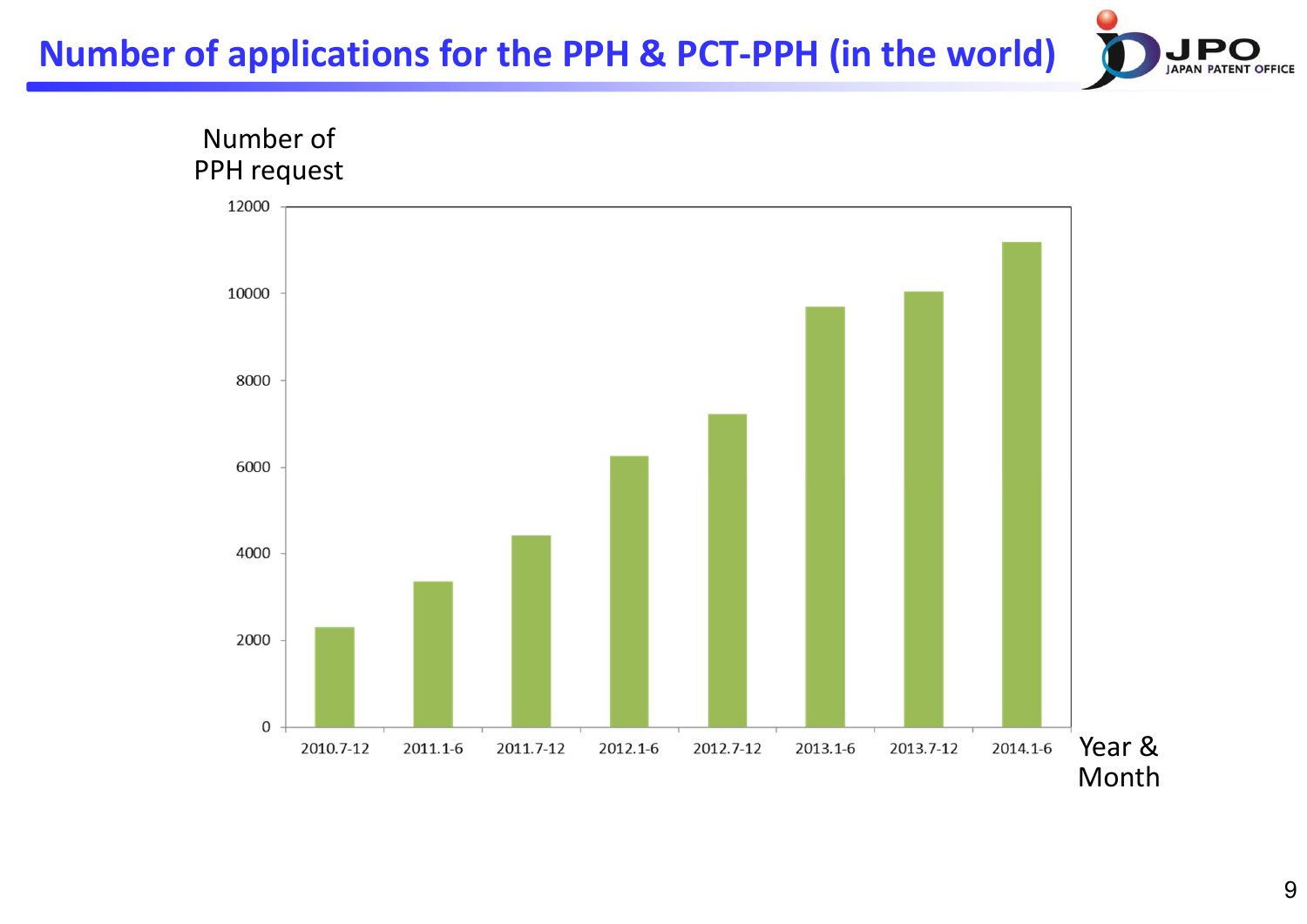# Number of applications for the PPH & PCT-PPH (in the world)

Number of PPH request

12000

10000

8000

6000

4000

2000

0

2010.7-12 2011.1-6 2011.7-12 2012.1-6 2012.7-12 2013.1-6 2013.7-12 2014.1-6

Year & Month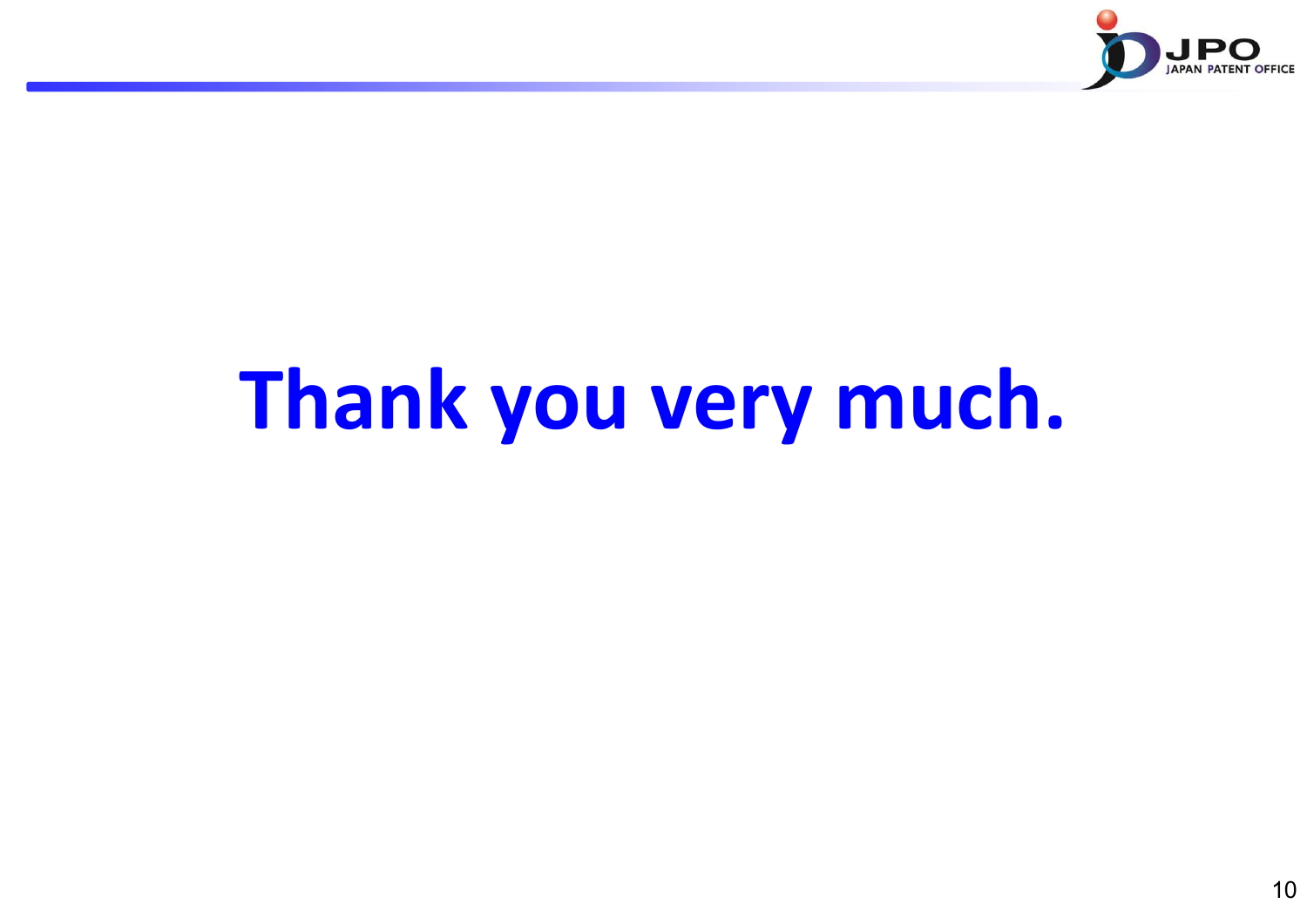# Thank you very much.